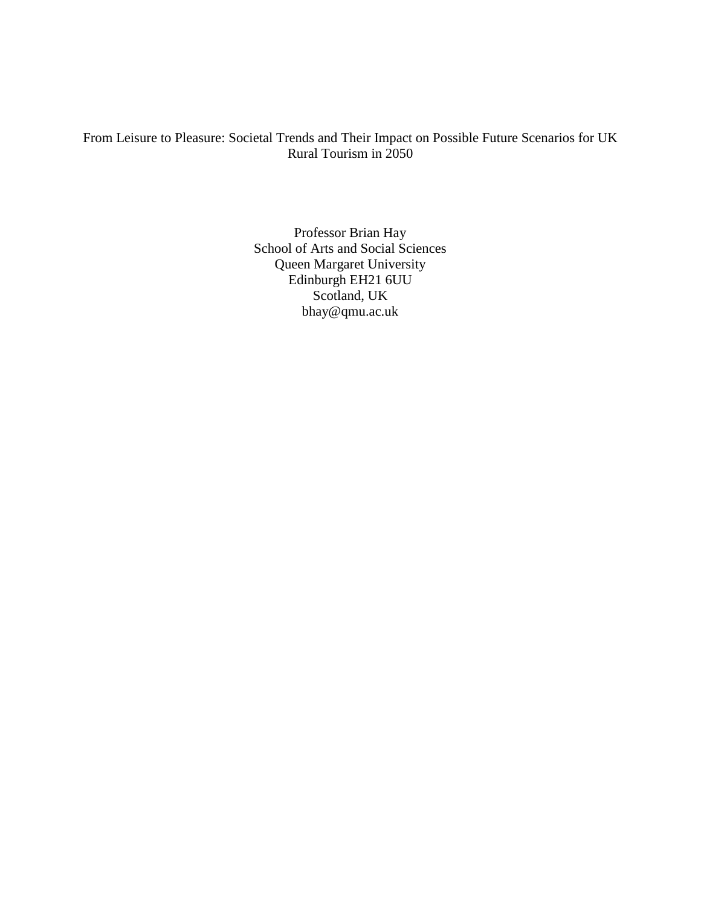# From Leisure to Pleasure: Societal Trends and Their Impact on Possible Future Scenarios for UK Rural Tourism in 2050

Professor Brian Hay
School of Arts and Social Sciences
Queen Margaret University
Edinburgh EH21 6UU
Scotland, UK
bhay@qmu.ac.uk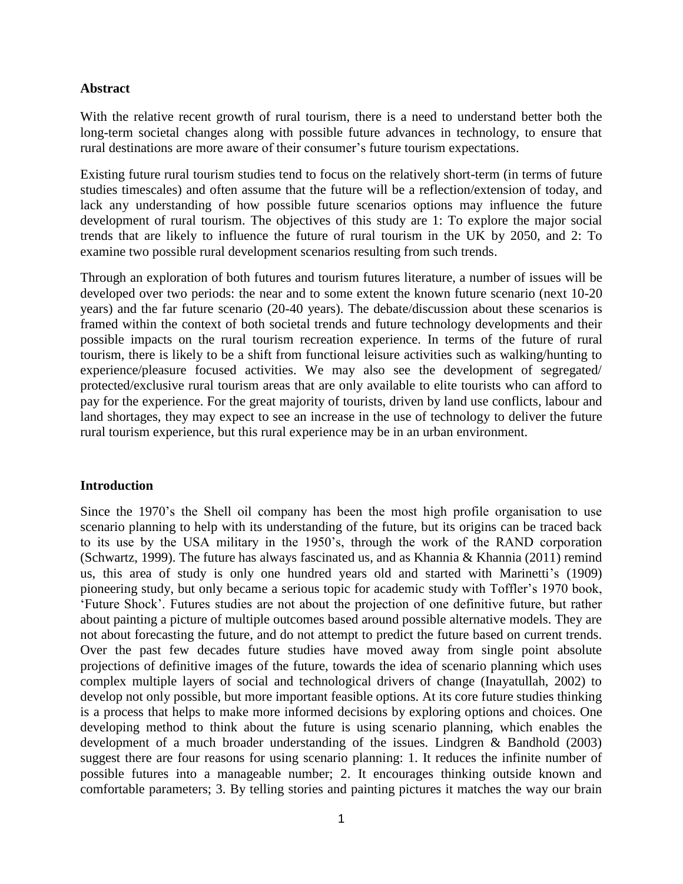**Abstract**

With the relative recent growth of rural tourism, there is a need to understand better both the long-term societal changes along with possible future advances in technology, to ensure that rural destinations are more aware of their consumer's future tourism expectations.

Existing future rural tourism studies tend to focus on the relatively short-term (in terms of future studies timescales) and often assume that the future will be a reflection/extension of today, and lack any understanding of how possible future scenarios options may influence the future development of rural tourism. The objectives of this study are 1: To explore the major social trends that are likely to influence the future of rural tourism in the UK by 2050, and 2: To examine two possible rural development scenarios resulting from such trends.

Through an exploration of both futures and tourism futures literature, a number of issues will be developed over two periods: the near and to some extent the known future scenario (next 10-20 years) and the far future scenario (20-40 years). The debate/discussion about these scenarios is framed within the context of both societal trends and future technology developments and their possible impacts on the rural tourism recreation experience. In terms of the future of rural tourism, there is likely to be a shift from functional leisure activities such as walking/hunting to experience/pleasure focused activities. We may also see the development of segregated/ protected/exclusive rural tourism areas that are only available to elite tourists who can afford to pay for the experience. For the great majority of tourists, driven by land use conflicts, labour and land shortages, they may expect to see an increase in the use of technology to deliver the future rural tourism experience, but this rural experience may be in an urban environment.

**Introduction**

Since the 1970's the Shell oil company has been the most high profile organisation to use scenario planning to help with its understanding of the future, but its origins can be traced back to its use by the USA military in the 1950's, through the work of the RAND corporation (Schwartz, 1999). The future has always fascinated us, and as Khannia & Khannia (2011) remind us, this area of study is only one hundred years old and started with Marinetti's (1909) pioneering study, but only became a serious topic for academic study with Toffler's 1970 book, 'Future Shock'. Futures studies are not about the projection of one definitive future, but rather about painting a picture of multiple outcomes based around possible alternative models. They are not about forecasting the future, and do not attempt to predict the future based on current trends. Over the past few decades future studies have moved away from single point absolute projections of definitive images of the future, towards the idea of scenario planning which uses complex multiple layers of social and technological drivers of change (Inayatullah, 2002) to develop not only possible, but more important feasible options. At its core future studies thinking is a process that helps to make more informed decisions by exploring options and choices. One developing method to think about the future is using scenario planning, which enables the development of a much broader understanding of the issues. Lindgren & Bandhold (2003) suggest there are four reasons for using scenario planning: 1. It reduces the infinite number of possible futures into a manageable number; 2. It encourages thinking outside known and comfortable parameters; 3. By telling stories and painting pictures it matches the way our brain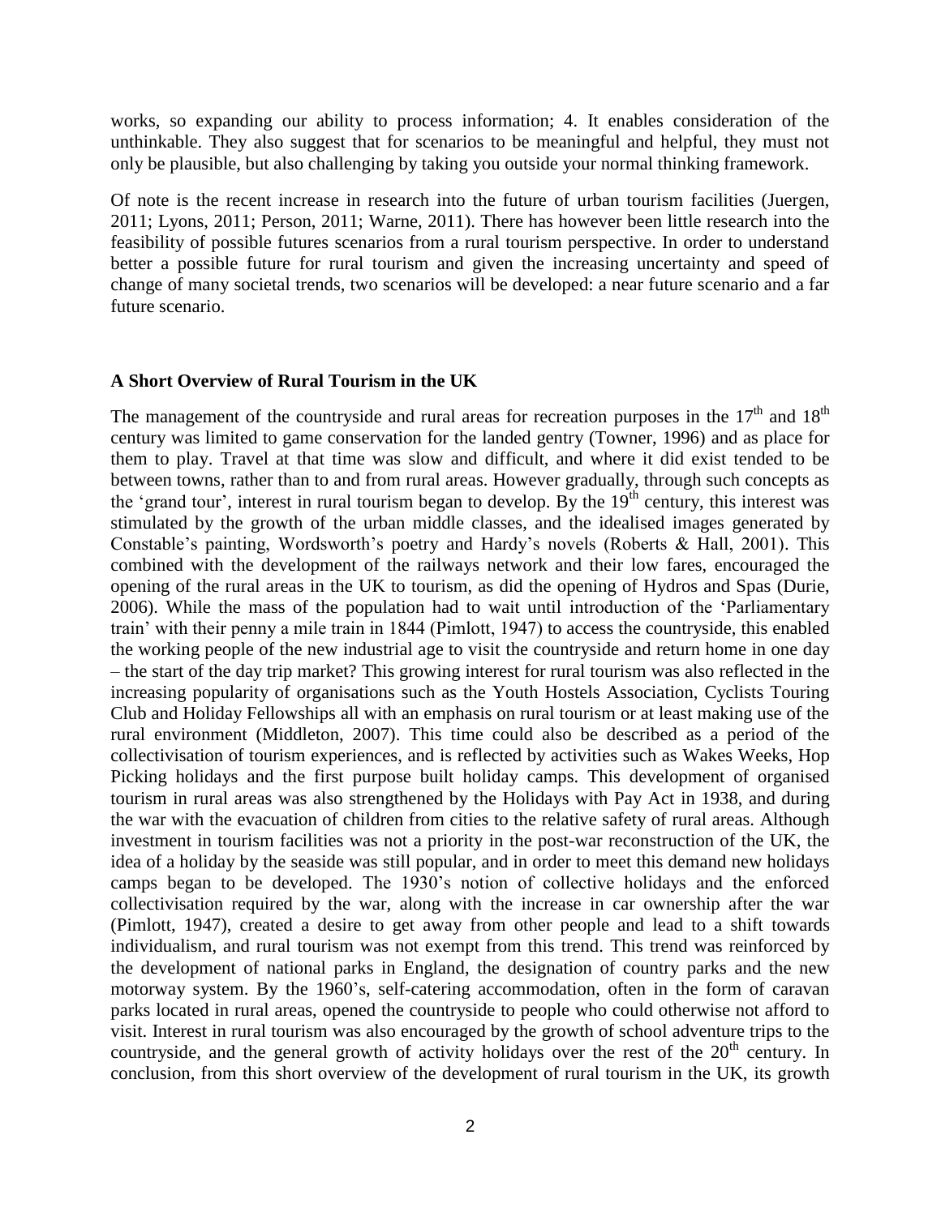works, so expanding our ability to process information; 4. It enables consideration of the unthinkable. They also suggest that for scenarios to be meaningful and helpful, they must not only be plausible, but also challenging by taking you outside your normal thinking framework.

Of note is the recent increase in research into the future of urban tourism facilities (Juergen, 2011; Lyons, 2011; Person, 2011; Warne, 2011). There has however been little research into the feasibility of possible futures scenarios from a rural tourism perspective. In order to understand better a possible future for rural tourism and given the increasing uncertainty and speed of change of many societal trends, two scenarios will be developed: a near future scenario and a far future scenario.

## A Short Overview of Rural Tourism in the UK

The management of the countryside and rural areas for recreation purposes in the 17th and 18th century was limited to game conservation for the landed gentry (Towner, 1996) and as place for them to play. Travel at that time was slow and difficult, and where it did exist tended to be between towns, rather than to and from rural areas. However gradually, through such concepts as the 'grand tour', interest in rural tourism began to develop. By the 19th century, this interest was stimulated by the growth of the urban middle classes, and the idealised images generated by Constable's painting, Wordsworth's poetry and Hardy's novels (Roberts & Hall, 2001). This combined with the development of the railways network and their low fares, encouraged the opening of the rural areas in the UK to tourism, as did the opening of Hydros and Spas (Durie, 2006). While the mass of the population had to wait until introduction of the 'Parliamentary train' with their penny a mile train in 1844 (Pimlott, 1947) to access the countryside, this enabled the working people of the new industrial age to visit the countryside and return home in one day – the start of the day trip market? This growing interest for rural tourism was also reflected in the increasing popularity of organisations such as the Youth Hostels Association, Cyclists Touring Club and Holiday Fellowships all with an emphasis on rural tourism or at least making use of the rural environment (Middleton, 2007). This time could also be described as a period of the collectivisation of tourism experiences, and is reflected by activities such as Wakes Weeks, Hop Picking holidays and the first purpose built holiday camps. This development of organised tourism in rural areas was also strengthened by the Holidays with Pay Act in 1938, and during the war with the evacuation of children from cities to the relative safety of rural areas. Although investment in tourism facilities was not a priority in the post-war reconstruction of the UK, the idea of a holiday by the seaside was still popular, and in order to meet this demand new holidays camps began to be developed. The 1930's notion of collective holidays and the enforced collectivisation required by the war, along with the increase in car ownership after the war (Pimlott, 1947), created a desire to get away from other people and lead to a shift towards individualism, and rural tourism was not exempt from this trend. This trend was reinforced by the development of national parks in England, the designation of country parks and the new motorway system. By the 1960's, self-catering accommodation, often in the form of caravan parks located in rural areas, opened the countryside to people who could otherwise not afford to visit. Interest in rural tourism was also encouraged by the growth of school adventure trips to the countryside, and the general growth of activity holidays over the rest of the 20th century. In conclusion, from this short overview of the development of rural tourism in the UK, its growth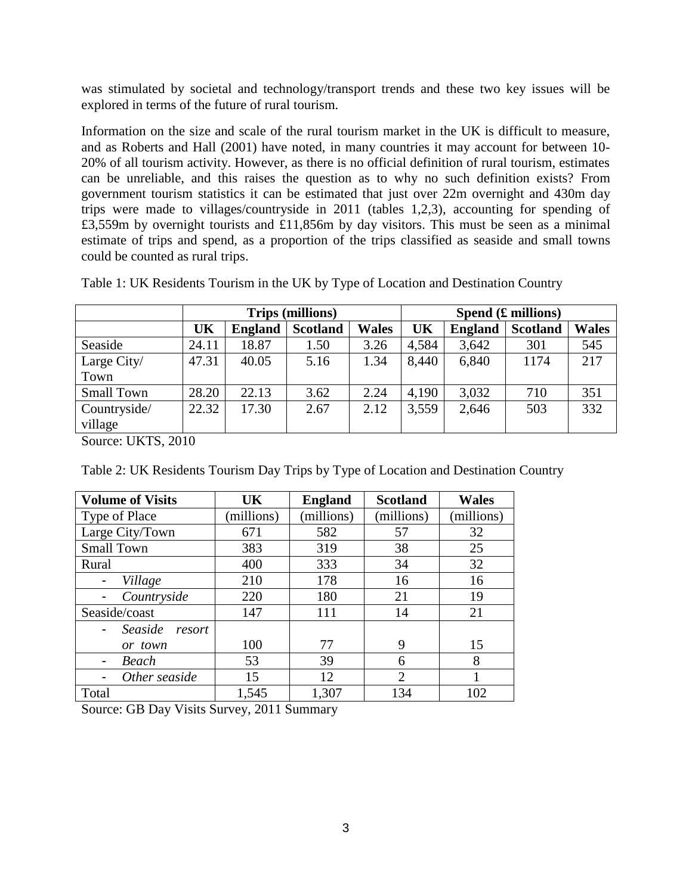was stimulated by societal and technology/transport trends and these two key issues will be explored in terms of the future of rural tourism.

Information on the size and scale of the rural tourism market in the UK is difficult to measure, and as Roberts and Hall (2001) have noted, in many countries it may account for between 10-20% of all tourism activity. However, as there is no official definition of rural tourism, estimates can be unreliable, and this raises the question as to why no such definition exists? From government tourism statistics it can be estimated that just over 22m overnight and 430m day trips were made to villages/countryside in 2011 (tables 1,2,3), accounting for spending of £3,559m by overnight tourists and £11,856m by day visitors. This must be seen as a minimal estimate of trips and spend, as a proportion of the trips classified as seaside and small towns could be counted as rural trips.

Table 1: UK Residents Tourism in the UK by Type of Location and Destination Country

| | **Trips (millions)** | | | | **Spend (£ millions)** | | | |
|---|---|---|---|---|---|---|---|---|
| | **UK** | **England** | **Scotland** | **Wales** | **UK** | **England** | **Scotland** | **Wales** |
| Seaside | 24.11 | 18.87 | 1.50 | 3.26 | 4,584 | 3,642 | 301 | 545 |
| Large City/ Town | 47.31 | 40.05 | 5.16 | 1.34 | 8,440 | 6,840 | 1174 | 217 |
| Small Town | 28.20 | 22.13 | 3.62 | 2.24 | 4,190 | 3,032 | 710 | 351 |
| Countryside/ village | 22.32 | 17.30 | 2.67 | 2.12 | 3,559 | 2,646 | 503 | 332 |

Source: UKTS, 2010

Table 2: UK Residents Tourism Day Trips by Type of Location and Destination Country

| **Volume of Visits** | **UK** | **England** | **Scotland** | **Wales** |
|---|---|---|---|---|
| Type of Place | (millions) | (millions) | (millions) | (millions) |
| Large City/Town | 671 | 582 | 57 | 32 |
| Small Town | 383 | 319 | 38 | 25 |
| Rural | 400 | 333 | 34 | 32 |
| - *Village* | 210 | 178 | 16 | 16 |
| - *Countryside* | 220 | 180 | 21 | 19 |
| Seaside/coast | 147 | 111 | 14 | 21 |
| - *Seaside resort or town* | 100 | 77 | 9 | 15 |
| - *Beach* | 53 | 39 | 6 | 8 |
| - *Other seaside* | 15 | 12 | 2 | 1 |
| Total | 1,545 | 1,307 | 134 | 102 |

Source: GB Day Visits Survey, 2011 Summary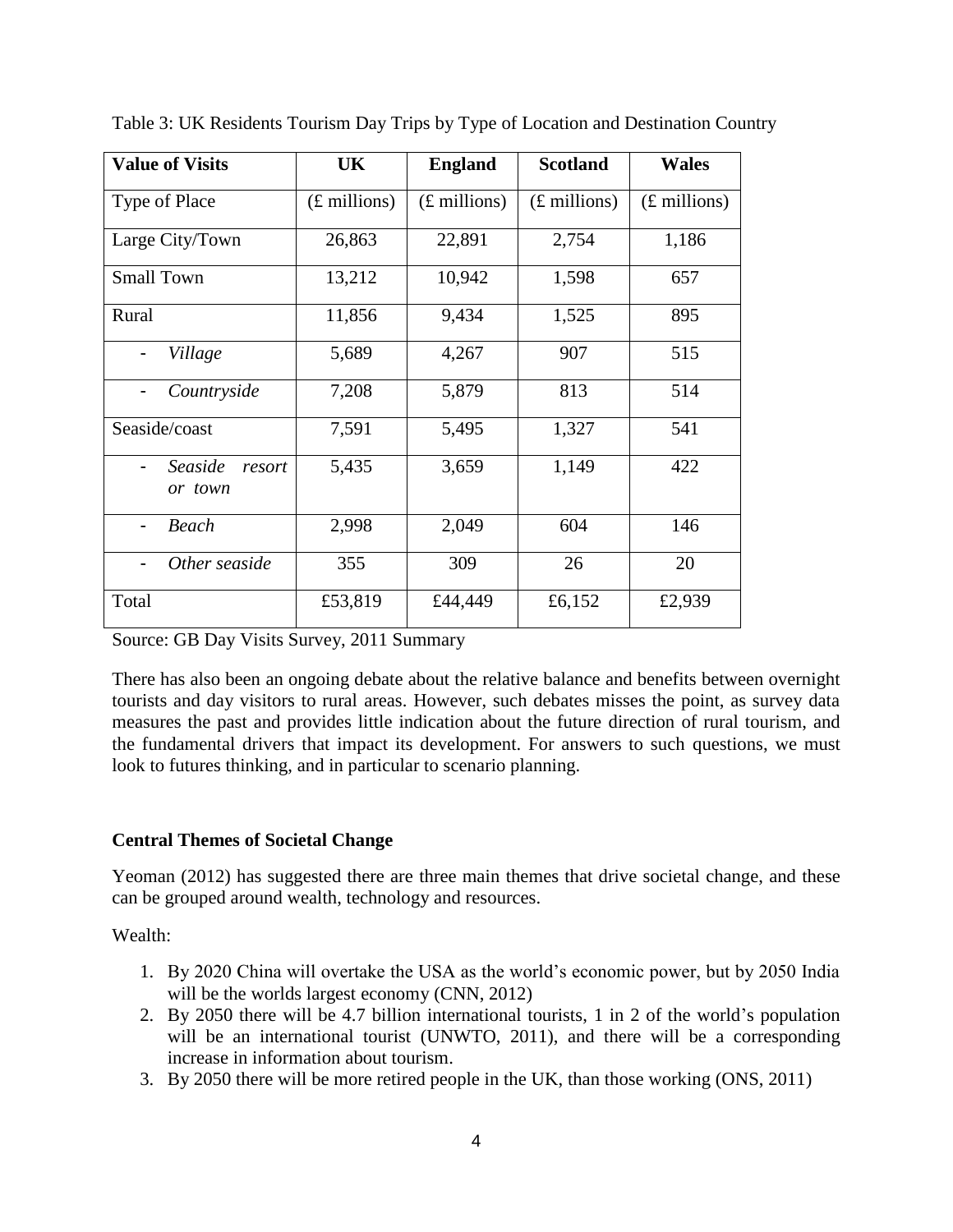Table 3: UK Residents Tourism Day Trips by Type of Location and Destination Country

| Value of Visits | UK | England | Scotland | Wales |
|---|---|---|---|---|
| Type of Place | (£ millions) | (£ millions) | (£ millions) | (£ millions) |
| Large City/Town | 26,863 | 22,891 | 2,754 | 1,186 |
| Small Town | 13,212 | 10,942 | 1,598 | 657 |
| Rural | 11,856 | 9,434 | 1,525 | 895 |
| - *Village* | 5,689 | 4,267 | 907 | 515 |
| - *Countryside* | 7,208 | 5,879 | 813 | 514 |
| Seaside/coast | 7,591 | 5,495 | 1,327 | 541 |
| - *Seaside resort or town* | 5,435 | 3,659 | 1,149 | 422 |
| - *Beach* | 2,998 | 2,049 | 604 | 146 |
| - *Other seaside* | 355 | 309 | 26 | 20 |
| Total | £53,819 | £44,449 | £6,152 | £2,939 |

Source: GB Day Visits Survey, 2011 Summary

There has also been an ongoing debate about the relative balance and benefits between overnight tourists and day visitors to rural areas. However, such debates misses the point, as survey data measures the past and provides little indication about the future direction of rural tourism, and the fundamental drivers that impact its development. For answers to such questions, we must look to futures thinking, and in particular to scenario planning.

**Central Themes of Societal Change**

Yeoman (2012) has suggested there are three main themes that drive societal change, and these can be grouped around wealth, technology and resources.

Wealth:

1. By 2020 China will overtake the USA as the world's economic power, but by 2050 India will be the worlds largest economy (CNN, 2012)
2. By 2050 there will be 4.7 billion international tourists, 1 in 2 of the world's population will be an international tourist (UNWTO, 2011), and there will be a corresponding increase in information about tourism.
3. By 2050 there will be more retired people in the UK, than those working (ONS, 2011)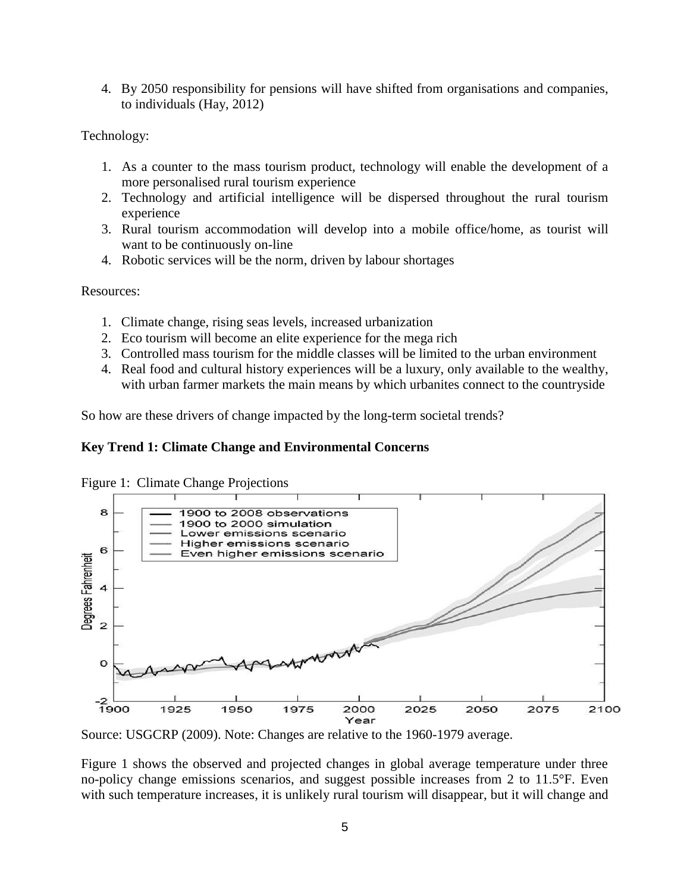4. By 2050 responsibility for pensions will have shifted from organisations and companies, to individuals (Hay, 2012)

Technology:

1. As a counter to the mass tourism product, technology will enable the development of a more personalised rural tourism experience
2. Technology and artificial intelligence will be dispersed throughout the rural tourism experience
3. Rural tourism accommodation will develop into a mobile office/home, as tourist will want to be continuously on-line
4. Robotic services will be the norm, driven by labour shortages

Resources:

1. Climate change, rising seas levels, increased urbanization
2. Eco tourism will become an elite experience for the mega rich
3. Controlled mass tourism for the middle classes will be limited to the urban environment
4. Real food and cultural history experiences will be a luxury, only available to the wealthy, with urban farmer markets the main means by which urbanites connect to the countryside

So how are these drivers of change impacted by the long-term societal trends?

**Key Trend 1: Climate Change and Environmental Concerns**

Figure 1: Climate Change Projections

Source: USGCRP (2009). Note: Changes are relative to the 1960-1979 average.

Figure 1 shows the observed and projected changes in global average temperature under three no-policy change emissions scenarios, and suggest possible increases from 2 to 11.5°F. Even with such temperature increases, it is unlikely rural tourism will disappear, but it will change and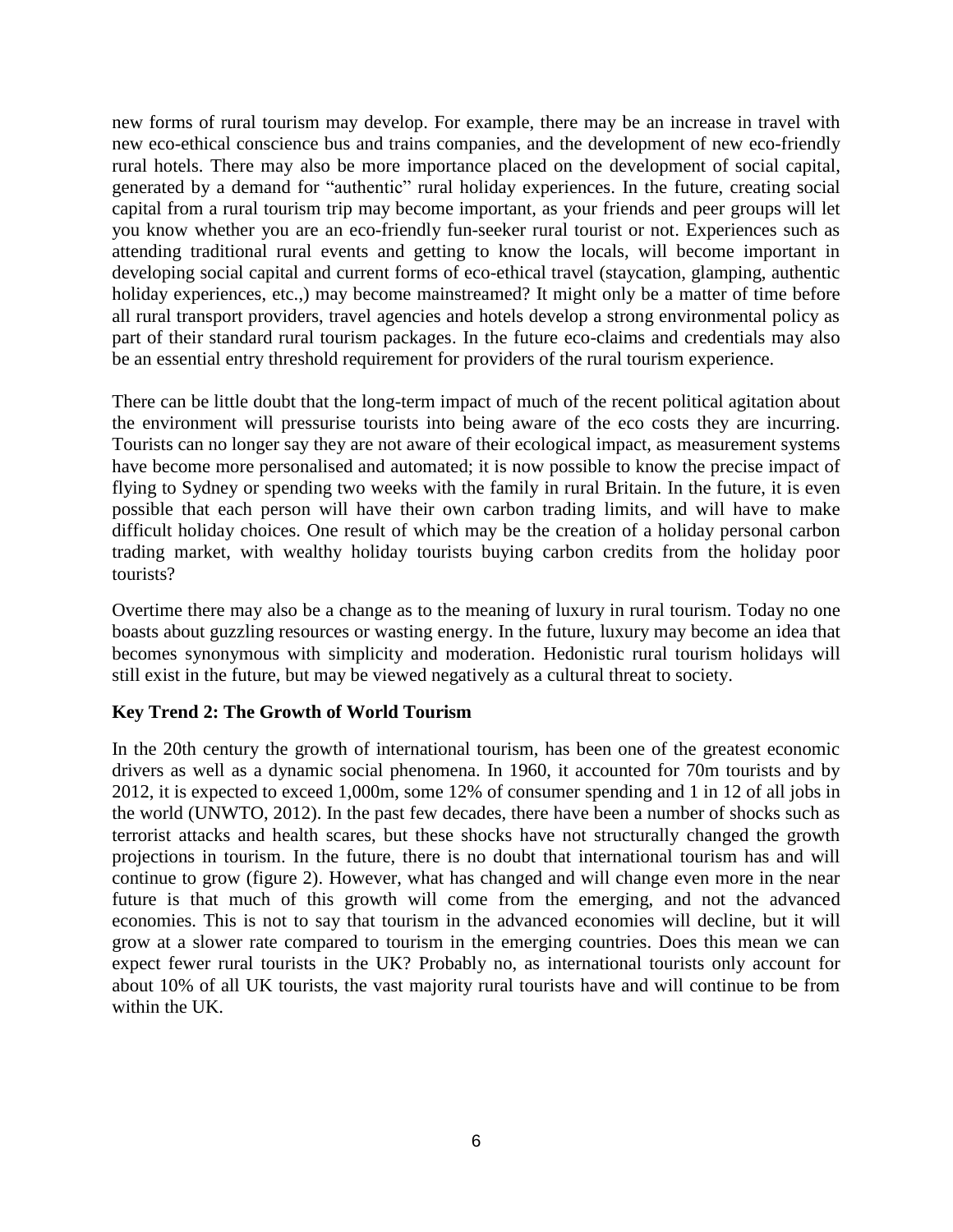new forms of rural tourism may develop. For example, there may be an increase in travel with new eco-ethical conscience bus and trains companies, and the development of new eco-friendly rural hotels. There may also be more importance placed on the development of social capital, generated by a demand for "authentic" rural holiday experiences. In the future, creating social capital from a rural tourism trip may become important, as your friends and peer groups will let you know whether you are an eco-friendly fun-seeker rural tourist or not. Experiences such as attending traditional rural events and getting to know the locals, will become important in developing social capital and current forms of eco-ethical travel (staycation, glamping, authentic holiday experiences, etc.,) may become mainstreamed? It might only be a matter of time before all rural transport providers, travel agencies and hotels develop a strong environmental policy as part of their standard rural tourism packages. In the future eco-claims and credentials may also be an essential entry threshold requirement for providers of the rural tourism experience.

There can be little doubt that the long-term impact of much of the recent political agitation about the environment will pressurise tourists into being aware of the eco costs they are incurring. Tourists can no longer say they are not aware of their ecological impact, as measurement systems have become more personalised and automated; it is now possible to know the precise impact of flying to Sydney or spending two weeks with the family in rural Britain. In the future, it is even possible that each person will have their own carbon trading limits, and will have to make difficult holiday choices. One result of which may be the creation of a holiday personal carbon trading market, with wealthy holiday tourists buying carbon credits from the holiday poor tourists?

Overtime there may also be a change as to the meaning of luxury in rural tourism. Today no one boasts about guzzling resources or wasting energy. In the future, luxury may become an idea that becomes synonymous with simplicity and moderation. Hedonistic rural tourism holidays will still exist in the future, but may be viewed negatively as a cultural threat to society.

**Key Trend 2: The Growth of World Tourism**

In the 20th century the growth of international tourism, has been one of the greatest economic drivers as well as a dynamic social phenomena. In 1960, it accounted for 70m tourists and by 2012, it is expected to exceed 1,000m, some 12% of consumer spending and 1 in 12 of all jobs in the world (UNWTO, 2012). In the past few decades, there have been a number of shocks such as terrorist attacks and health scares, but these shocks have not structurally changed the growth projections in tourism. In the future, there is no doubt that international tourism has and will continue to grow (figure 2). However, what has changed and will change even more in the near future is that much of this growth will come from the emerging, and not the advanced economies. This is not to say that tourism in the advanced economies will decline, but it will grow at a slower rate compared to tourism in the emerging countries. Does this mean we can expect fewer rural tourists in the UK? Probably no, as international tourists only account for about 10% of all UK tourists, the vast majority rural tourists have and will continue to be from within the UK.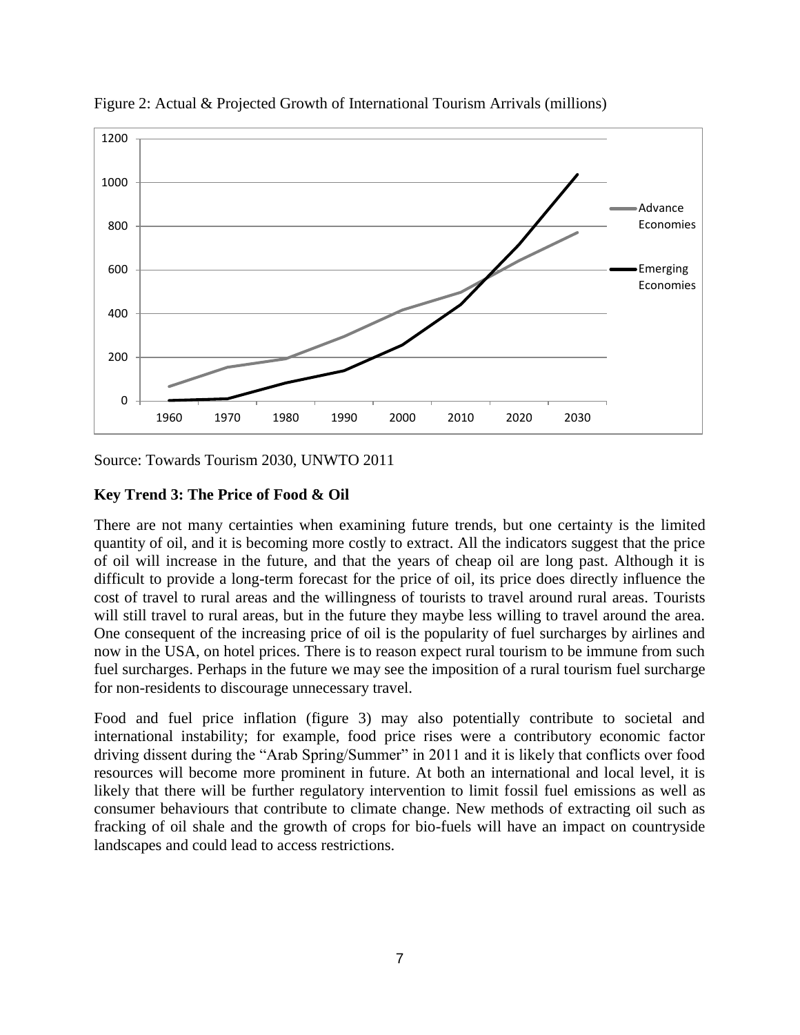Figure 2: Actual & Projected Growth of International Tourism Arrivals (millions)

Source: Towards Tourism 2030, UNWTO 2011

**Key Trend 3: The Price of Food & Oil**

There are not many certainties when examining future trends, but one certainty is the limited quantity of oil, and it is becoming more costly to extract. All the indicators suggest that the price of oil will increase in the future, and that the years of cheap oil are long past. Although it is difficult to provide a long-term forecast for the price of oil, its price does directly influence the cost of travel to rural areas and the willingness of tourists to travel around rural areas. Tourists will still travel to rural areas, but in the future they maybe less willing to travel around the area. One consequent of the increasing price of oil is the popularity of fuel surcharges by airlines and now in the USA, on hotel prices. There is to reason expect rural tourism to be immune from such fuel surcharges. Perhaps in the future we may see the imposition of a rural tourism fuel surcharge for non-residents to discourage unnecessary travel.

Food and fuel price inflation (figure 3) may also potentially contribute to societal and international instability; for example, food price rises were a contributory economic factor driving dissent during the "Arab Spring/Summer" in 2011 and it is likely that conflicts over food resources will become more prominent in future. At both an international and local level, it is likely that there will be further regulatory intervention to limit fossil fuel emissions as well as consumer behaviours that contribute to climate change. New methods of extracting oil such as fracking of oil shale and the growth of crops for bio-fuels will have an impact on countryside landscapes and could lead to access restrictions.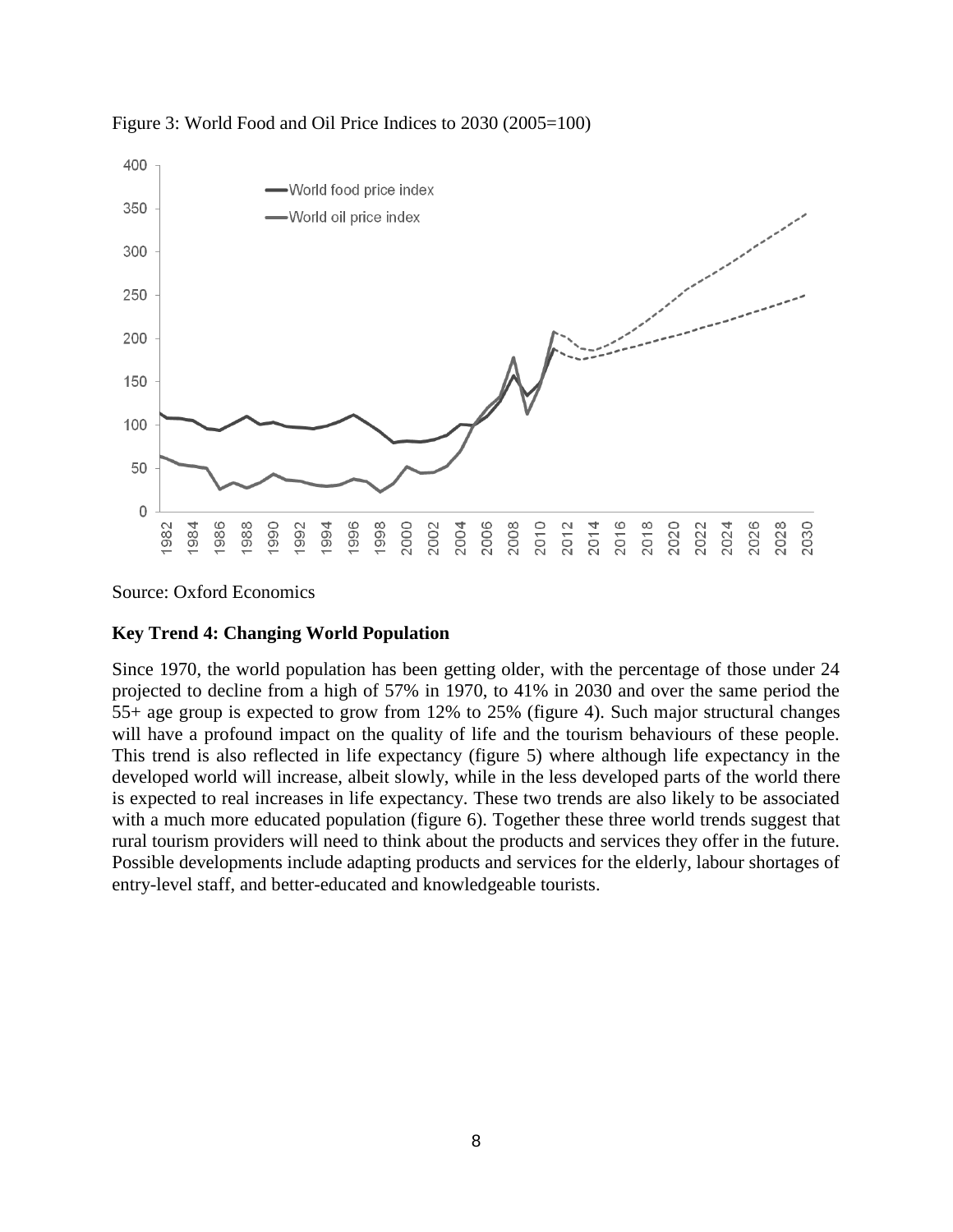Figure 3: World Food and Oil Price Indices to 2030 (2005=100)

Source: Oxford Economics

### Key Trend 4: Changing World Population

Since 1970, the world population has been getting older, with the percentage of those under 24 projected to decline from a high of 57% in 1970, to 41% in 2030 and over the same period the 55+ age group is expected to grow from 12% to 25% (figure 4). Such major structural changes will have a profound impact on the quality of life and the tourism behaviours of these people. This trend is also reflected in life expectancy (figure 5) where although life expectancy in the developed world will increase, albeit slowly, while in the less developed parts of the world there is expected to real increases in life expectancy. These two trends are also likely to be associated with a much more educated population (figure 6). Together these three world trends suggest that rural tourism providers will need to think about the products and services they offer in the future. Possible developments include adapting products and services for the elderly, labour shortages of entry-level staff, and better-educated and knowledgeable tourists.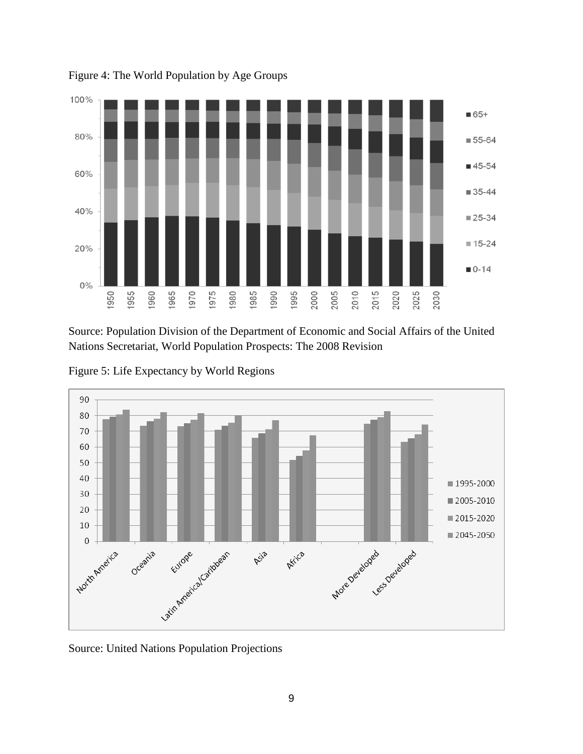Figure 4: The World Population by Age Groups

Source: Population Division of the Department of Economic and Social Affairs of the United Nations Secretariat, World Population Prospects: The 2008 Revision

Figure 5: Life Expectancy by World Regions

Source: United Nations Population Projections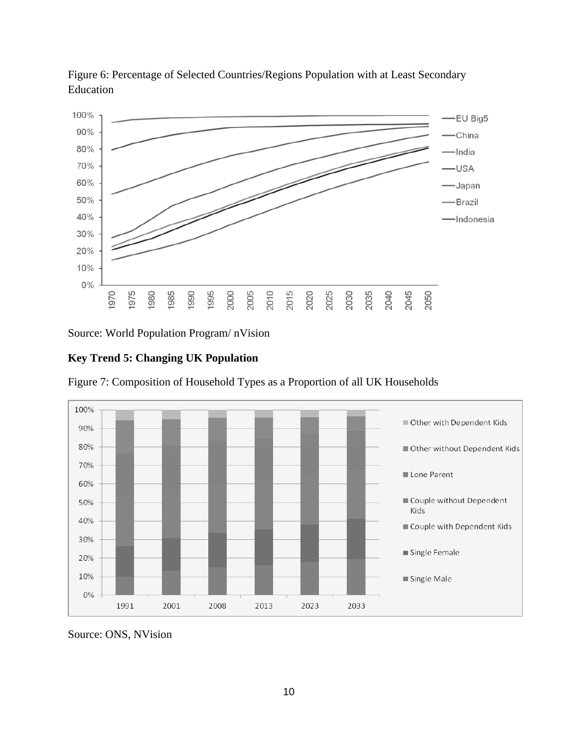Figure 6: Percentage of Selected Countries/Regions Population with at Least Secondary Education

Source: World Population Program/ nVision

**Key Trend 5: Changing UK Population**

Figure 7: Composition of Household Types as a Proportion of all UK Households

Source: ONS, NVision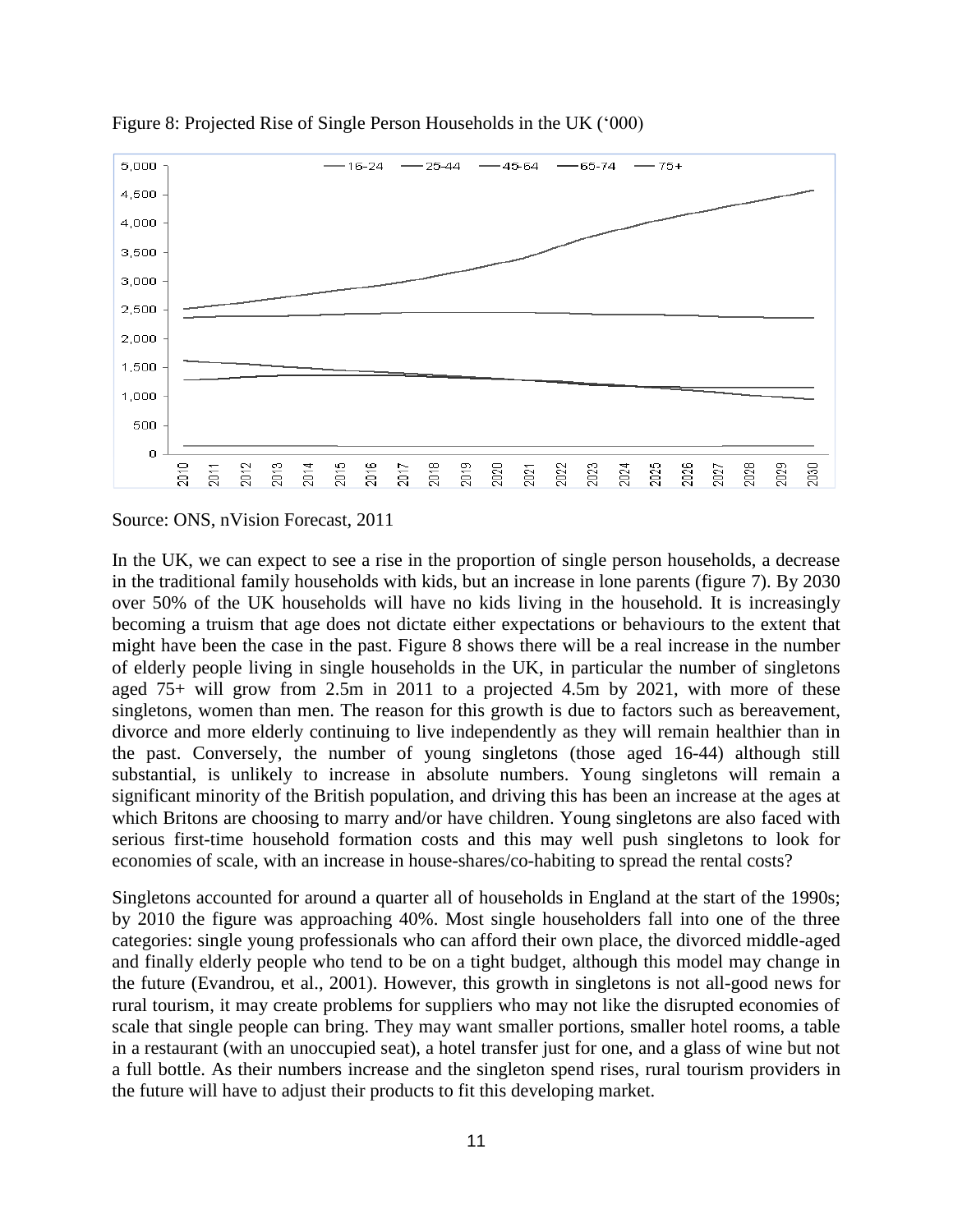Figure 8: Projected Rise of Single Person Households in the UK ('000)

Source: ONS, nVision Forecast, 2011

In the UK, we can expect to see a rise in the proportion of single person households, a decrease in the traditional family households with kids, but an increase in lone parents (figure 7). By 2030 over 50% of the UK households will have no kids living in the household. It is increasingly becoming a truism that age does not dictate either expectations or behaviours to the extent that might have been the case in the past. Figure 8 shows there will be a real increase in the number of elderly people living in single households in the UK, in particular the number of singletons aged 75+ will grow from 2.5m in 2011 to a projected 4.5m by 2021, with more of these singletons, women than men. The reason for this growth is due to factors such as bereavement, divorce and more elderly continuing to live independently as they will remain healthier than in the past. Conversely, the number of young singletons (those aged 16-44) although still substantial, is unlikely to increase in absolute numbers. Young singletons will remain a significant minority of the British population, and driving this has been an increase at the ages at which Britons are choosing to marry and/or have children. Young singletons are also faced with serious first-time household formation costs and this may well push singletons to look for economies of scale, with an increase in house-shares/co-habiting to spread the rental costs?

Singletons accounted for around a quarter all of households in England at the start of the 1990s; by 2010 the figure was approaching 40%. Most single householders fall into one of the three categories: single young professionals who can afford their own place, the divorced middle-aged and finally elderly people who tend to be on a tight budget, although this model may change in the future (Evandrou, et al., 2001). However, this growth in singletons is not all-good news for rural tourism, it may create problems for suppliers who may not like the disrupted economies of scale that single people can bring. They may want smaller portions, smaller hotel rooms, a table in a restaurant (with an unoccupied seat), a hotel transfer just for one, and a glass of wine but not a full bottle. As their numbers increase and the singleton spend rises, rural tourism providers in the future will have to adjust their products to fit this developing market.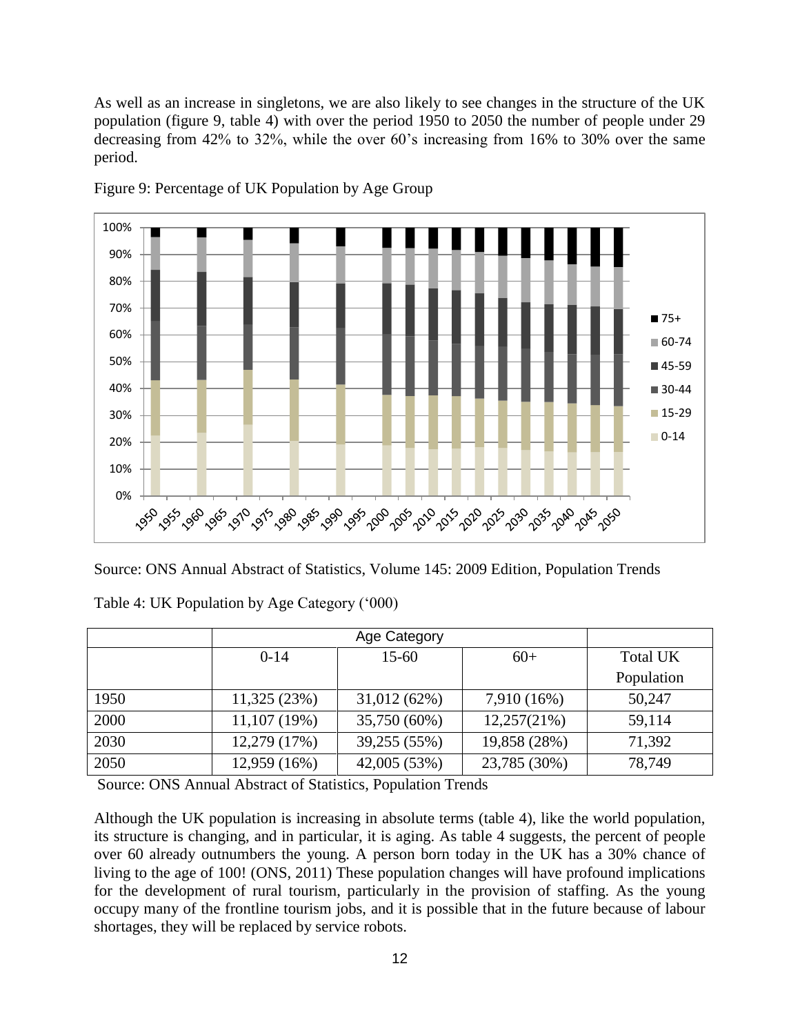As well as an increase in singletons, we are also likely to see changes in the structure of the UK population (figure 9, table 4) with over the period 1950 to 2050 the number of people under 29 decreasing from 42% to 32%, while the over 60's increasing from 16% to 30% over the same period.

Figure 9: Percentage of UK Population by Age Group

Source: ONS Annual Abstract of Statistics, Volume 145: 2009 Edition, Population Trends

Table 4: UK Population by Age Category ('000)

| | Age Category | | | |
|---|---|---|---|---|
| | 0-14 | 15-60 | 60+ | Total UK Population |
| 1950 | 11,325 (23%) | 31,012 (62%) | 7,910 (16%) | 50,247 |
| 2000 | 11,107 (19%) | 35,750 (60%) | 12,257(21%) | 59,114 |
| 2030 | 12,279 (17%) | 39,255 (55%) | 19,858 (28%) | 71,392 |
| 2050 | 12,959 (16%) | 42,005 (53%) | 23,785 (30%) | 78,749 |

Source: ONS Annual Abstract of Statistics, Population Trends

Although the UK population is increasing in absolute terms (table 4), like the world population, its structure is changing, and in particular, it is aging. As table 4 suggests, the percent of people over 60 already outnumbers the young. A person born today in the UK has a 30% chance of living to the age of 100! (ONS, 2011) These population changes will have profound implications for the development of rural tourism, particularly in the provision of staffing. As the young occupy many of the frontline tourism jobs, and it is possible that in the future because of labour shortages, they will be replaced by service robots.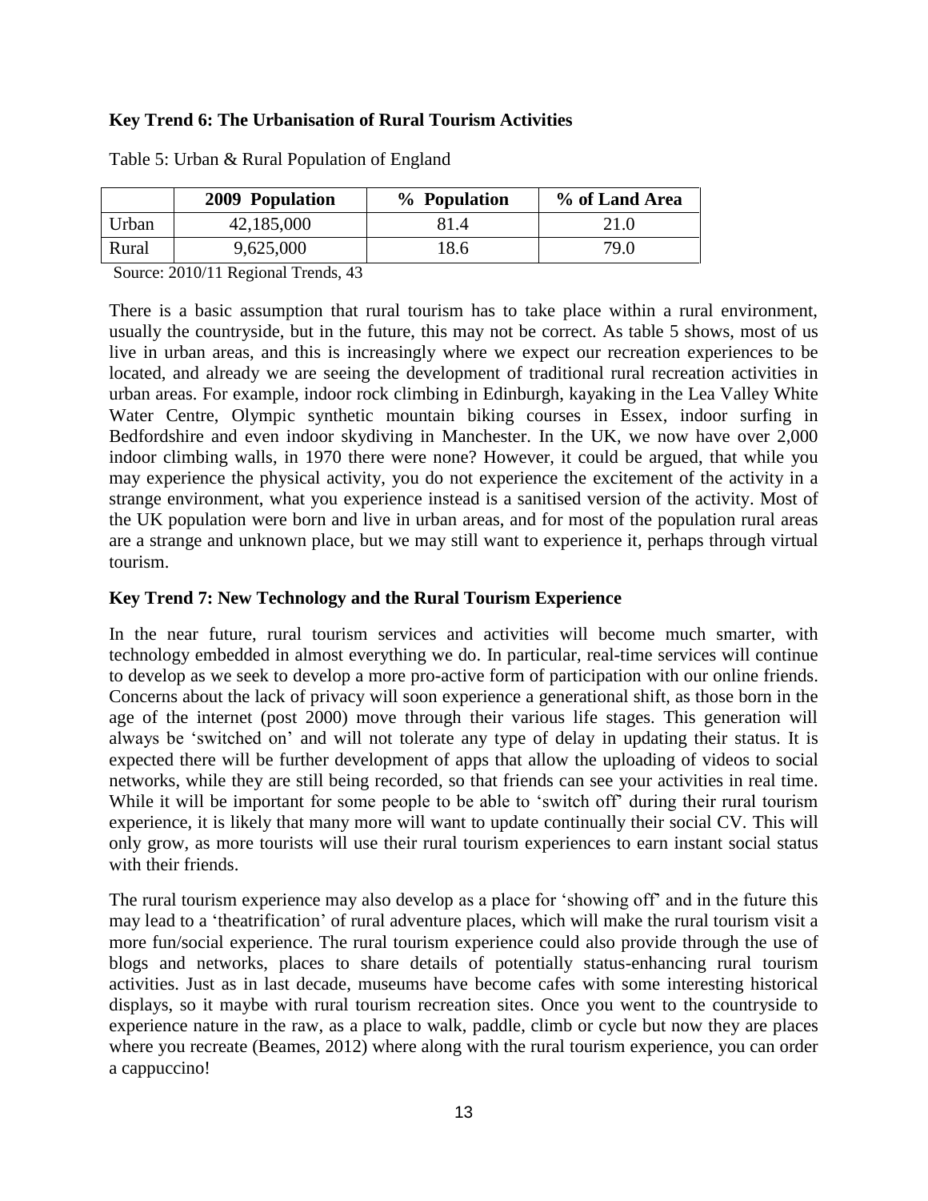**Key Trend 6: The Urbanisation of Rural Tourism Activities**

Table 5: Urban & Rural Population of England

| | 2009 Population | % Population | % of Land Area |
|---|---|---|---|
| Urban | 42,185,000 | 81.4 | 21.0 |
| Rural | 9,625,000 | 18.6 | 79.0 |

Source: 2010/11 Regional Trends, 43

There is a basic assumption that rural tourism has to take place within a rural environment, usually the countryside, but in the future, this may not be correct. As table 5 shows, most of us live in urban areas, and this is increasingly where we expect our recreation experiences to be located, and already we are seeing the development of traditional rural recreation activities in urban areas. For example, indoor rock climbing in Edinburgh, kayaking in the Lea Valley White Water Centre, Olympic synthetic mountain biking courses in Essex, indoor surfing in Bedfordshire and even indoor skydiving in Manchester. In the UK, we now have over 2,000 indoor climbing walls, in 1970 there were none? However, it could be argued, that while you may experience the physical activity, you do not experience the excitement of the activity in a strange environment, what you experience instead is a sanitised version of the activity. Most of the UK population were born and live in urban areas, and for most of the population rural areas are a strange and unknown place, but we may still want to experience it, perhaps through virtual tourism.

**Key Trend 7: New Technology and the Rural Tourism Experience**

In the near future, rural tourism services and activities will become much smarter, with technology embedded in almost everything we do. In particular, real-time services will continue to develop as we seek to develop a more pro-active form of participation with our online friends. Concerns about the lack of privacy will soon experience a generational shift, as those born in the age of the internet (post 2000) move through their various life stages. This generation will always be 'switched on' and will not tolerate any type of delay in updating their status. It is expected there will be further development of apps that allow the uploading of videos to social networks, while they are still being recorded, so that friends can see your activities in real time. While it will be important for some people to be able to 'switch off' during their rural tourism experience, it is likely that many more will want to update continually their social CV. This will only grow, as more tourists will use their rural tourism experiences to earn instant social status with their friends.

The rural tourism experience may also develop as a place for 'showing off' and in the future this may lead to a 'theatrification' of rural adventure places, which will make the rural tourism visit a more fun/social experience. The rural tourism experience could also provide through the use of blogs and networks, places to share details of potentially status-enhancing rural tourism activities. Just as in last decade, museums have become cafes with some interesting historical displays, so it maybe with rural tourism recreation sites. Once you went to the countryside to experience nature in the raw, as a place to walk, paddle, climb or cycle but now they are places where you recreate (Beames, 2012) where along with the rural tourism experience, you can order a cappuccino!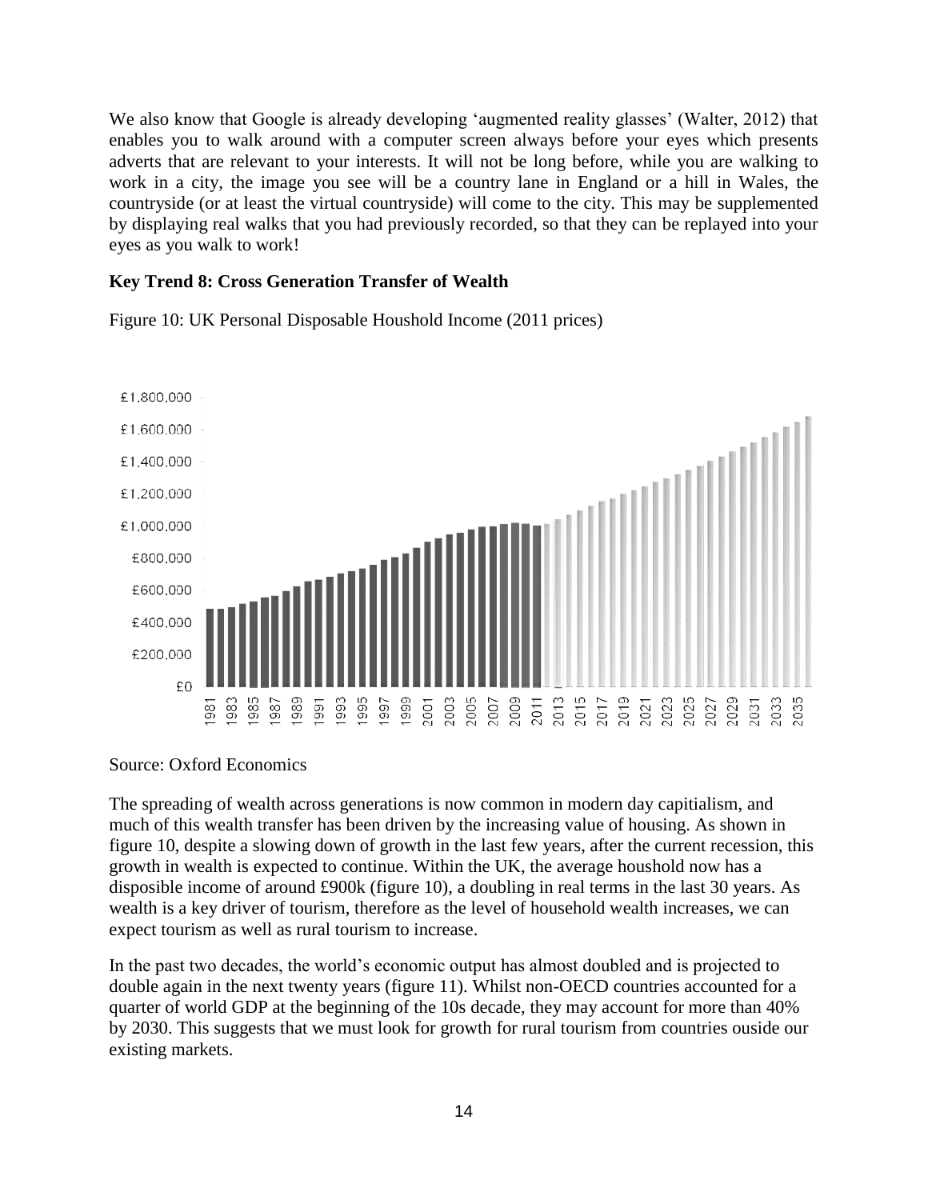We also know that Google is already developing 'augmented reality glasses' (Walter, 2012) that enables you to walk around with a computer screen always before your eyes which presents adverts that are relevant to your interests. It will not be long before, while you are walking to work in a city, the image you see will be a country lane in England or a hill in Wales, the countryside (or at least the virtual countryside) will come to the city. This may be supplemented by displaying real walks that you had previously recorded, so that they can be replayed into your eyes as you walk to work!

**Key Trend 8: Cross Generation Transfer of Wealth**

Figure 10: UK Personal Disposable Houshold Income (2011 prices)

Source: Oxford Economics

The spreading of wealth across generations is now common in modern day capitialism, and much of this wealth transfer has been driven by the increasing value of housing. As shown in figure 10, despite a slowing down of growth in the last few years, after the current recession, this growth in wealth is expected to continue. Within the UK, the average houshold now has a disposible income of around £900k (figure 10), a doubling in real terms in the last 30 years. As wealth is a key driver of tourism, therefore as the level of household wealth increases, we can expect tourism as well as rural tourism to increase.

In the past two decades, the world's economic output has almost doubled and is projected to double again in the next twenty years (figure 11). Whilst non-OECD countries accounted for a quarter of world GDP at the beginning of the 10s decade, they may account for more than 40% by 2030. This suggests that we must look for growth for rural tourism from countries ouside our existing markets.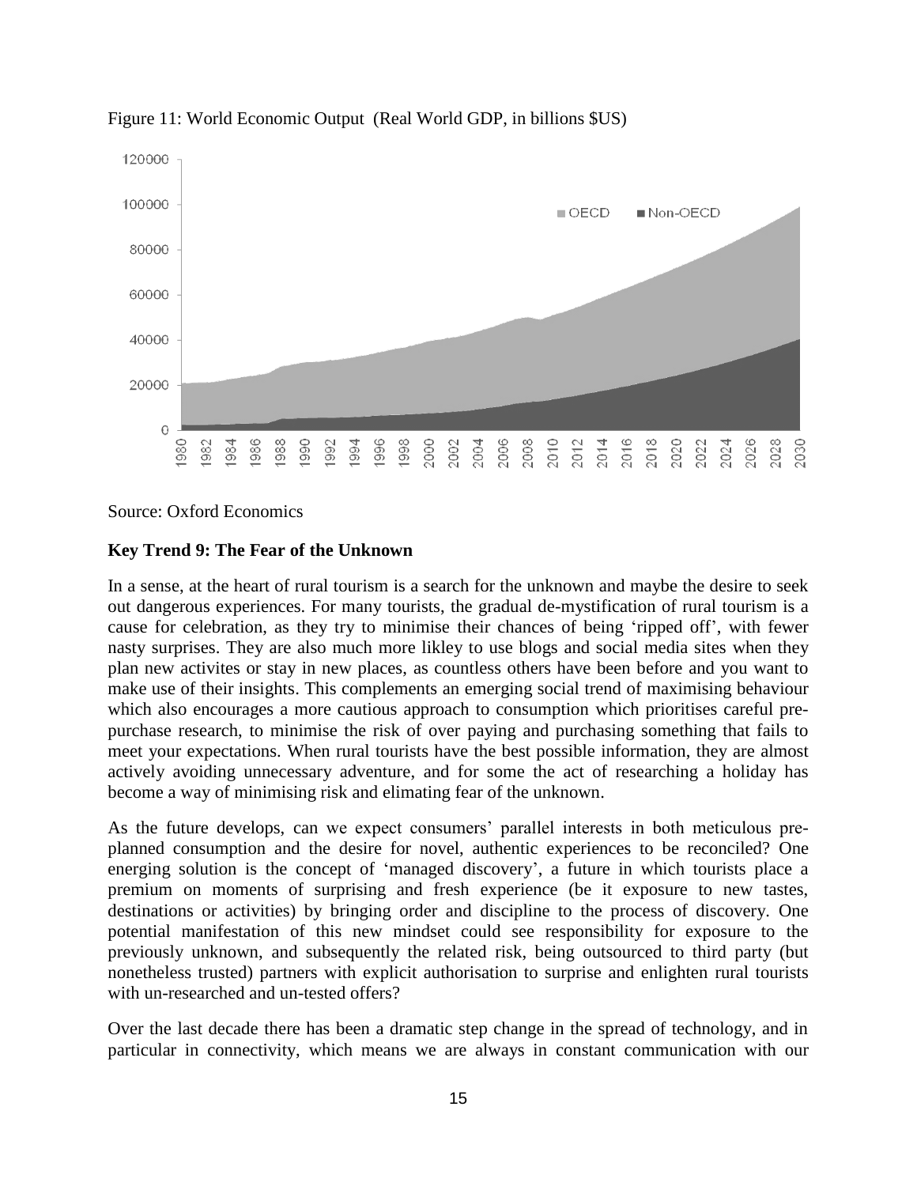Figure 11: World Economic Output (Real World GDP, in billions $US)

Source: Oxford Economics

**Key Trend 9: The Fear of the Unknown**

In a sense, at the heart of rural tourism is a search for the unknown and maybe the desire to seek out dangerous experiences. For many tourists, the gradual de-mystification of rural tourism is a cause for celebration, as they try to minimise their chances of being 'ripped off', with fewer nasty surprises. They are also much more likley to use blogs and social media sites when they plan new activites or stay in new places, as countless others have been before and you want to make use of their insights. This complements an emerging social trend of maximising behaviour which also encourages a more cautious approach to consumption which prioritises careful pre-purchase research, to minimise the risk of over paying and purchasing something that fails to meet your expectations. When rural tourists have the best possible information, they are almost actively avoiding unnecessary adventure, and for some the act of researching a holiday has become a way of minimising risk and elimating fear of the unknown.

As the future develops, can we expect consumers' parallel interests in both meticulous pre-planned consumption and the desire for novel, authentic experiences to be reconciled? One energing solution is the concept of 'managed discovery', a future in which tourists place a premium on moments of surprising and fresh experience (be it exposure to new tastes, destinations or activities) by bringing order and discipline to the process of discovery. One potential manifestation of this new mindset could see responsibility for exposure to the previously unknown, and subsequently the related risk, being outsourced to third party (but nonetheless trusted) partners with explicit authorisation to surprise and enlighten rural tourists with un-researched and un-tested offers?

Over the last decade there has been a dramatic step change in the spread of technology, and in particular in connectivity, which means we are always in constant communication with our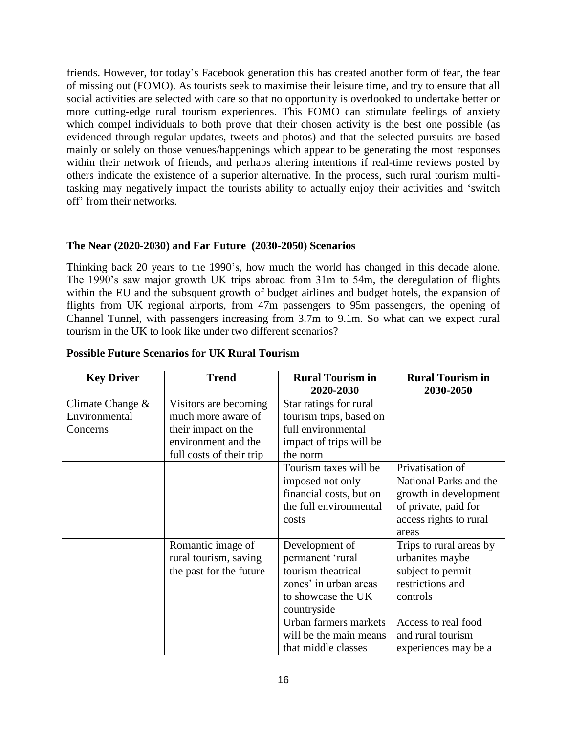friends. However, for today's Facebook generation this has created another form of fear, the fear of missing out (FOMO). As tourists seek to maximise their leisure time, and try to ensure that all social activities are selected with care so that no opportunity is overlooked to undertake better or more cutting-edge rural tourism experiences. This FOMO can stimulate feelings of anxiety which compel individuals to both prove that their chosen activity is the best one possible (as evidenced through regular updates, tweets and photos) and that the selected pursuits are based mainly or solely on those venues/happenings which appear to be generating the most responses within their network of friends, and perhaps altering intentions if real-time reviews posted by others indicate the existence of a superior alternative. In the process, such rural tourism multi-tasking may negatively impact the tourists ability to actually enjoy their activities and 'switch off' from their networks.

### The Near (2020-2030) and Far Future (2030-2050) Scenarios

Thinking back 20 years to the 1990's, how much the world has changed in this decade alone. The 1990's saw major growth UK trips abroad from 31m to 54m, the deregulation of flights within the EU and the subsquent growth of budget airlines and budget hotels, the expansion of flights from UK regional airports, from 47m passengers to 95m passengers, the opening of Channel Tunnel, with passengers increasing from 3.7m to 9.1m. So what can we expect rural tourism in the UK to look like under two different scenarios?

**Possible Future Scenarios for UK Rural Tourism**

| Key Driver | Trend | Rural Tourism in 2020-2030 | Rural Tourism in 2030-2050 |
|---|---|---|---|
| Climate Change & Environmental Concerns | Visitors are becoming much more aware of their impact on the environment and the full costs of their trip | Star ratings for rural tourism trips, based on full environmental impact of trips will be the norm | |
| | | Tourism taxes will be imposed not only financial costs, but on the full environmental costs | Privatisation of National Parks and the growth in development of private, paid for access rights to rural areas |
| | Romantic image of rural tourism, saving the past for the future | Development of permanent 'rural tourism theatrical zones' in urban areas to showcase the UK countryside | Trips to rural areas by urbanites maybe subject to permit restrictions and controls |
| | | Urban farmers markets will be the main means that middle classes | Access to real food and rural tourism experiences may be a |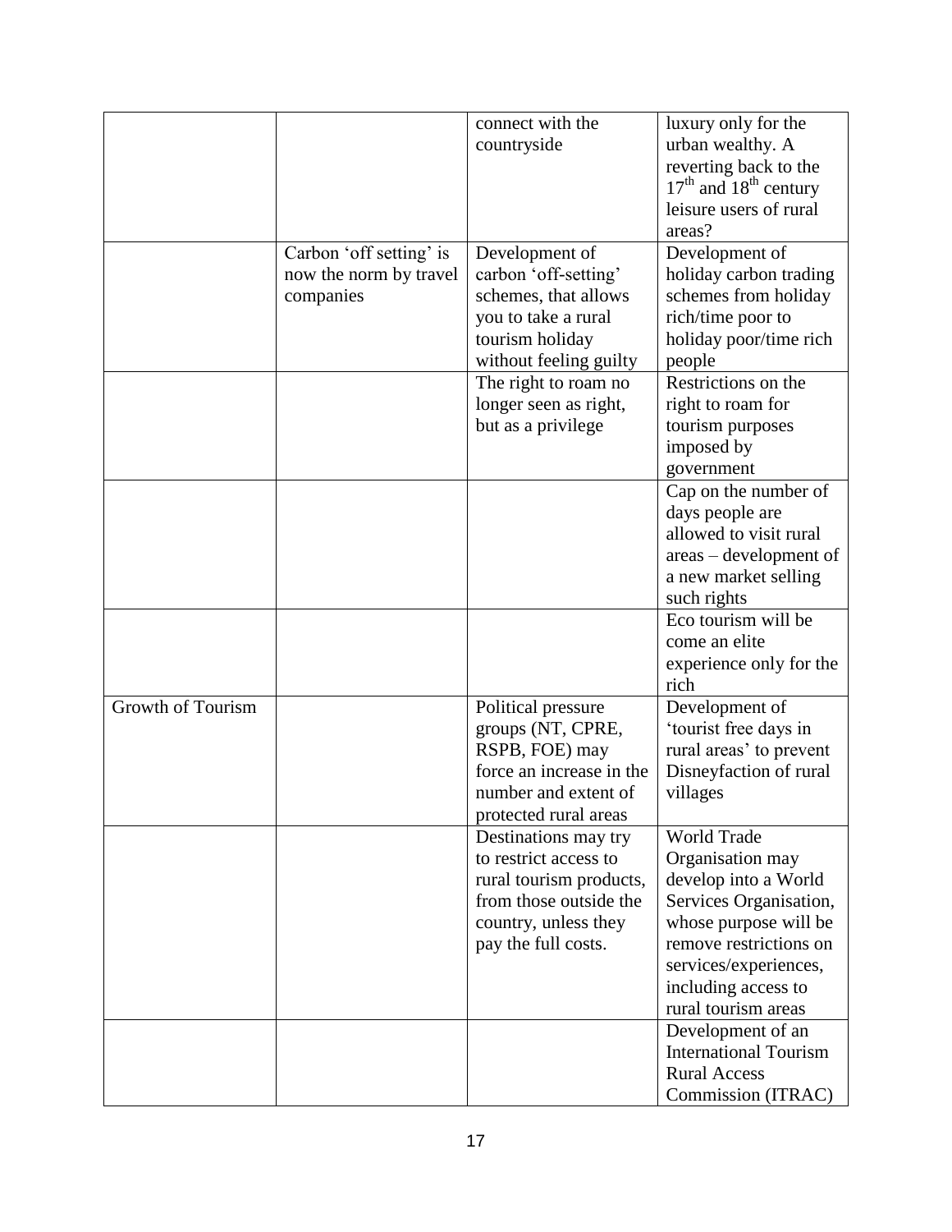| | | | |
|---|---|---|---|
| | | connect with the countryside | luxury only for the urban wealthy. A reverting back to the $17^{th}$ and $18^{th}$ century leisure users of rural areas? |
| | Carbon 'off setting' is now the norm by travel companies | Development of carbon 'off-setting' schemes, that allows you to take a rural tourism holiday without feeling guilty | Development of holiday carbon trading schemes from holiday rich/time poor to holiday poor/time rich people |
| | | The right to roam no longer seen as right, but as a privilege | Restrictions on the right to roam for tourism purposes imposed by government |
| | | | Cap on the number of days people are allowed to visit rural areas – development of a new market selling such rights |
| | | | Eco tourism will be come an elite experience only for the rich |
| Growth of Tourism | | Political pressure groups (NT, CPRE, RSPB, FOE) may force an increase in the number and extent of protected rural areas | Development of 'tourist free days in rural areas' to prevent Disneyfaction of rural villages |
| | | Destinations may try to restrict access to rural tourism products, from those outside the country, unless they pay the full costs. | World Trade Organisation may develop into a World Services Organisation, whose purpose will be remove restrictions on services/experiences, including access to rural tourism areas |
| | | | Development of an International Tourism Rural Access Commission (ITRAC) |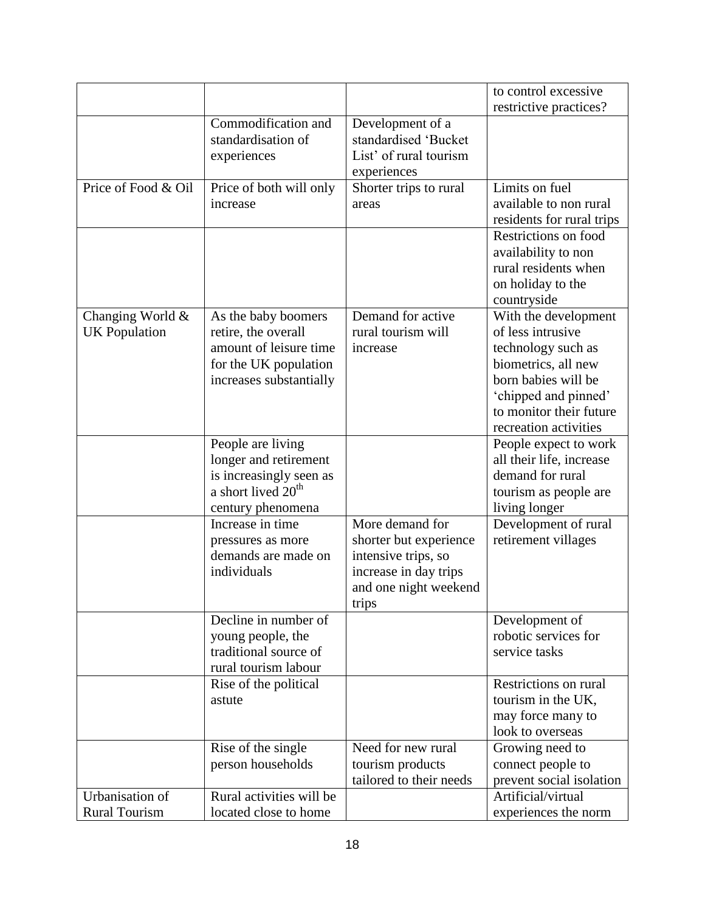| | | | |
|---|---|---|---|
| | | | to control excessive restrictive practices? |
| | Commodification and standardisation of experiences | Development of a standardised 'Bucket List' of rural tourism experiences | |
| Price of Food & Oil | Price of both will only increase | Shorter trips to rural areas | Limits on fuel available to non rural residents for rural trips |
| | | | Restrictions on food availability to non rural residents when on holiday to the countryside |
| Changing World & UK Population | As the baby boomers retire, the overall amount of leisure time for the UK population increases substantially | Demand for active rural tourism will increase | With the development of less intrusive technology such as biometrics, all new born babies will be 'chipped and pinned' to monitor their future recreation activities |
| | People are living longer and retirement is increasingly seen as a short lived 20th century phenomena | | People expect to work all their life, increase demand for rural tourism as people are living longer |
| | Increase in time pressures as more demands are made on individuals | More demand for shorter but experience intensive trips, so increase in day trips and one night weekend trips | Development of rural retirement villages |
| | Decline in number of young people, the traditional source of rural tourism labour | | Development of robotic services for service tasks |
| | Rise of the political astute | | Restrictions on rural tourism in the UK, may force many to look to overseas |
| | Rise of the single person households | Need for new rural tourism products tailored to their needs | Growing need to connect people to prevent social isolation |
| Urbanisation of Rural Tourism | Rural activities will be located close to home | | Artificial/virtual experiences the norm |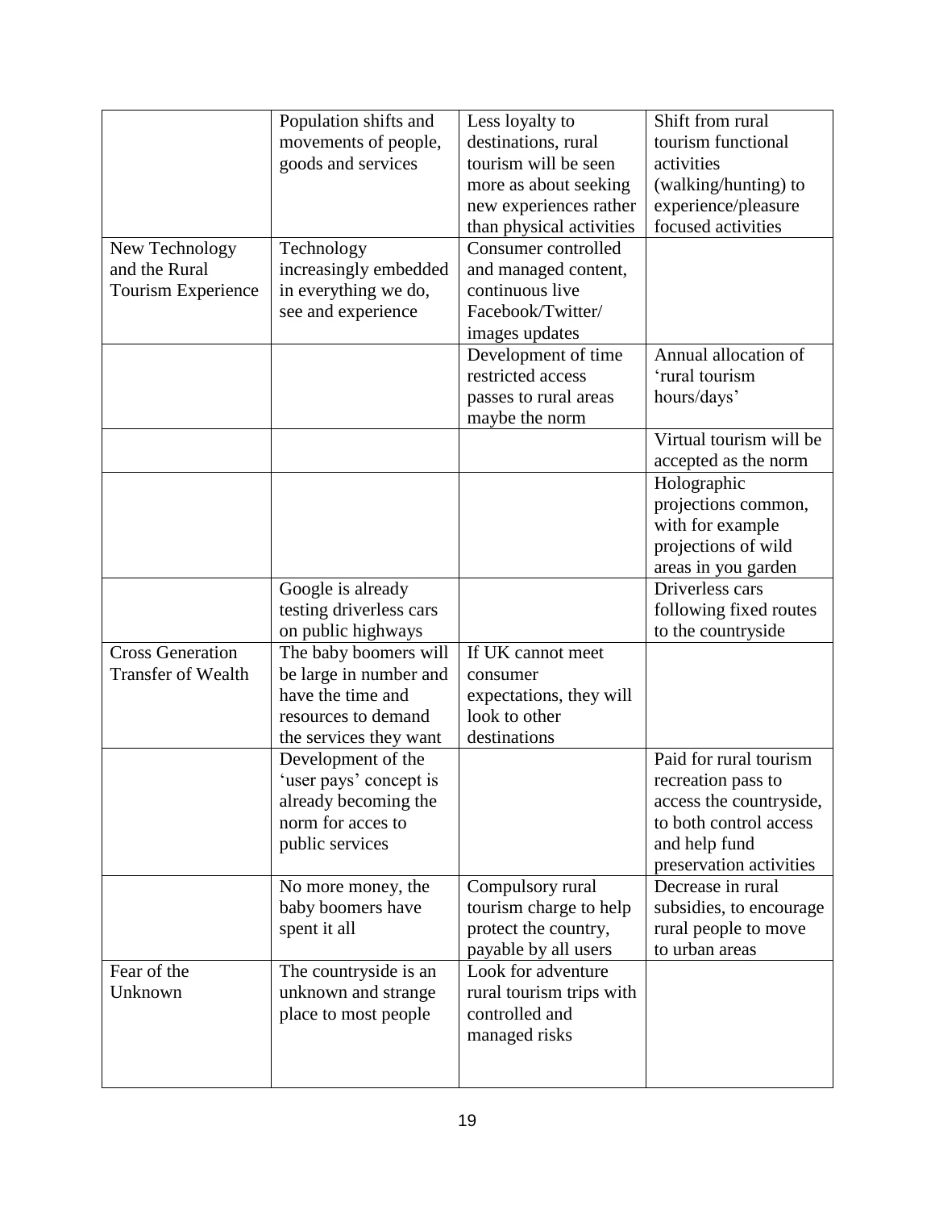| | | | |
|---|---|---|---|
| | Population shifts and movements of people, goods and services | Less loyalty to destinations, rural tourism will be seen more as about seeking new experiences rather than physical activities | Shift from rural tourism functional activities (walking/hunting) to experience/pleasure focused activities |
| New Technology and the Rural Tourism Experience | Technology increasingly embedded in everything we do, see and experience | Consumer controlled and managed content, continuous live Facebook/Twitter/ images updates | |
| | | Development of time restricted access passes to rural areas maybe the norm | Annual allocation of 'rural tourism hours/days' |
| | | | Virtual tourism will be accepted as the norm |
| | | | Holographic projections common, with for example projections of wild areas in you garden |
| | Google is already testing driverless cars on public highways | | Driverless cars following fixed routes to the countryside |
| Cross Generation Transfer of Wealth | The baby boomers will be large in number and have the time and resources to demand the services they want | If UK cannot meet consumer expectations, they will look to other destinations | |
| | Development of the 'user pays' concept is already becoming the norm for acces to public services | | Paid for rural tourism recreation pass to access the countryside, to both control access and help fund preservation activities |
| | No more money, the baby boomers have spent it all | Compulsory rural tourism charge to help protect the country, payable by all users | Decrease in rural subsidies, to encourage rural people to move to urban areas |
| Fear of the Unknown | The countryside is an unknown and strange place to most people | Look for adventure rural tourism trips with controlled and managed risks | |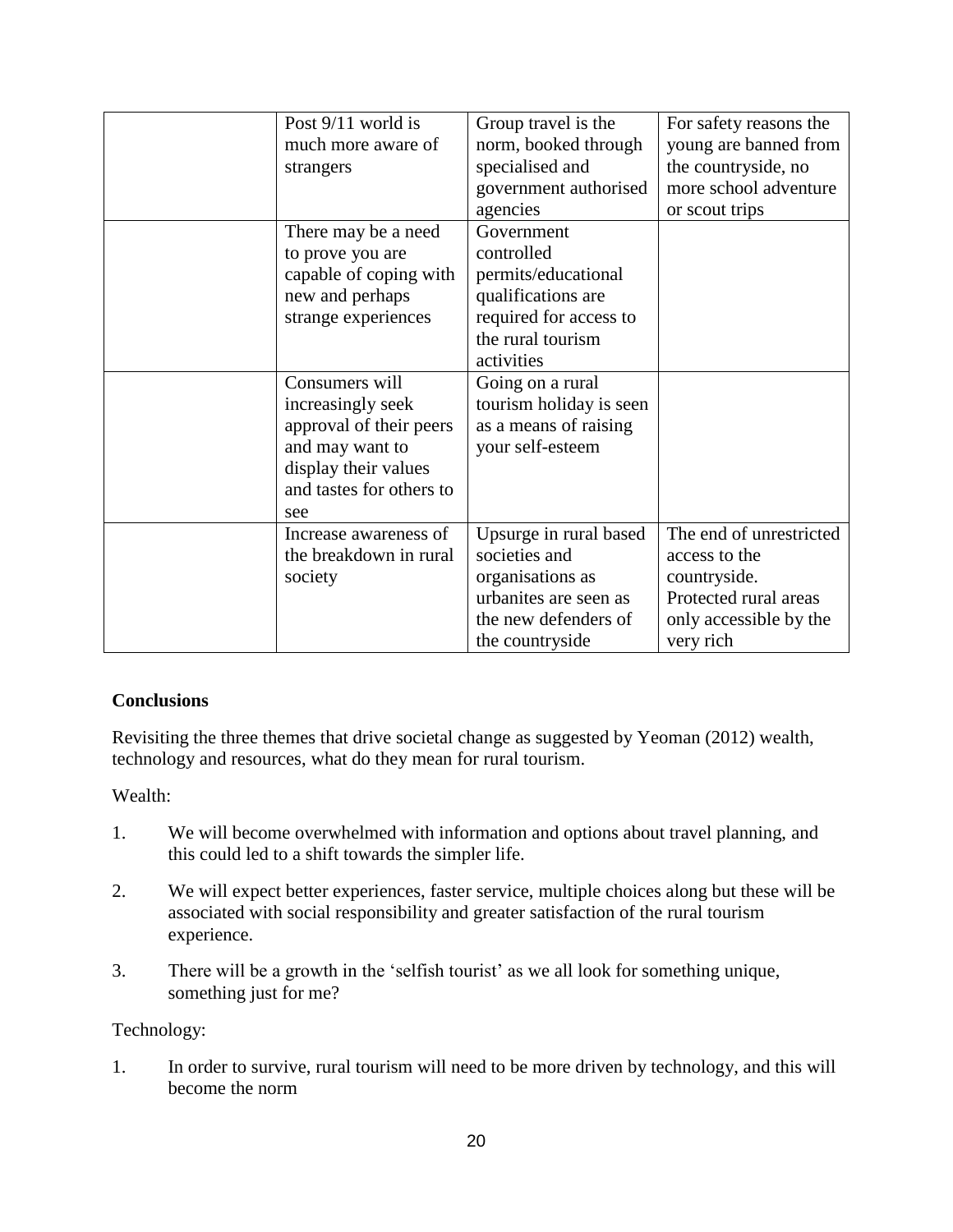| | | | |
|---|---|---|---|
| | Post 9/11 world is much more aware of strangers | Group travel is the norm, booked through specialised and government authorised agencies | For safety reasons the young are banned from the countryside, no more school adventure or scout trips |
| | There may be a need to prove you are capable of coping with new and perhaps strange experiences | Government controlled permits/educational qualifications are required for access to the rural tourism activities | |
| | Consumers will increasingly seek approval of their peers and may want to display their values and tastes for others to see | Going on a rural tourism holiday is seen as a means of raising your self-esteem | |
| | Increase awareness of the breakdown in rural society | Upsurge in rural based societies and organisations as urbanites are seen as the new defenders of the countryside | The end of unrestricted access to the countryside. Protected rural areas only accessible by the very rich |

**Conclusions**

Revisiting the three themes that drive societal change as suggested by Yeoman (2012) wealth, technology and resources, what do they mean for rural tourism.

Wealth:

1. We will become overwhelmed with information and options about travel planning, and this could led to a shift towards the simpler life.
2. We will expect better experiences, faster service, multiple choices along but these will be associated with social responsibility and greater satisfaction of the rural tourism experience.
3. There will be a growth in the 'selfish tourist' as we all look for something unique, something just for me?

Technology:

1. In order to survive, rural tourism will need to be more driven by technology, and this will become the norm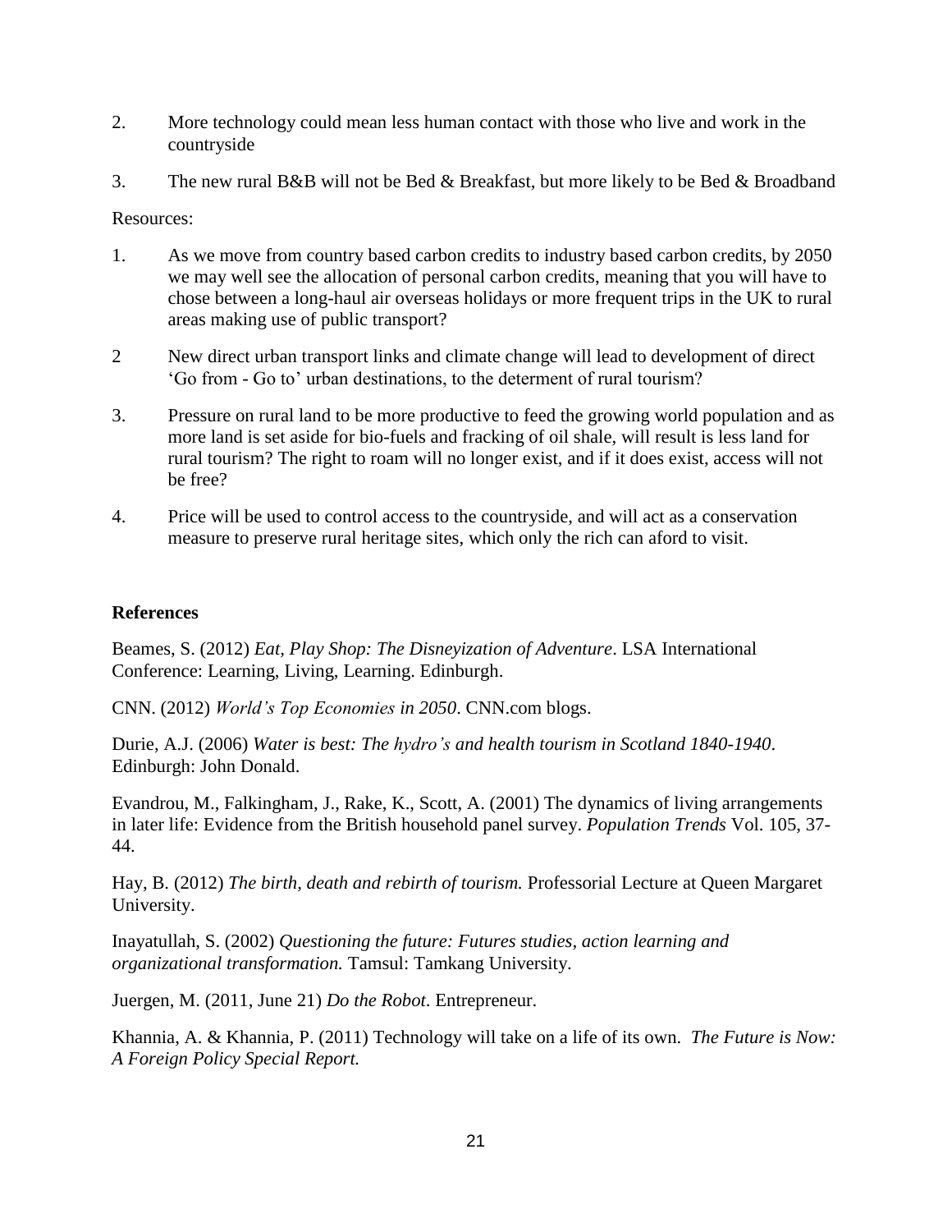2. More technology could mean less human contact with those who live and work in the countryside

3. The new rural B&B will not be Bed & Breakfast, but more likely to be Bed & Broadband

Resources:

1. As we move from country based carbon credits to industry based carbon credits, by 2050 we may well see the allocation of personal carbon credits, meaning that you will have to chose between a long-haul air overseas holidays or more frequent trips in the UK to rural areas making use of public transport?

2. New direct urban transport links and climate change will lead to development of direct 'Go from - Go to' urban destinations, to the determent of rural tourism?

3. Pressure on rural land to be more productive to feed the growing world population and as more land is set aside for bio-fuels and fracking of oil shale, will result is less land for rural tourism? The right to roam will no longer exist, and if it does exist, access will not be free?

4. Price will be used to control access to the countryside, and will act as a conservation measure to preserve rural heritage sites, which only the rich can aford to visit.

## References

Beames, S. (2012) *Eat, Play Shop: The Disneyization of Adventure*. LSA International Conference: Learning, Living, Learning. Edinburgh.

CNN. (2012) *World's Top Economies in 2050*. CNN.com blogs.

Durie, A.J. (2006) *Water is best: The hydro's and health tourism in Scotland 1840-1940*. Edinburgh: John Donald.

Evandrou, M., Falkingham, J., Rake, K., Scott, A. (2001) The dynamics of living arrangements in later life: Evidence from the British household panel survey. *Population Trends* Vol. 105, 37-44.

Hay, B. (2012) *The birth, death and rebirth of tourism.* Professorial Lecture at Queen Margaret University.

Inayatullah, S. (2002) *Questioning the future: Futures studies, action learning and organizational transformation.* Tamsul: Tamkang University.

Juergen, M. (2011, June 21) *Do the Robot*. Entrepreneur.

Khannia, A. & Khannia, P. (2011) Technology will take on a life of its own. *The Future is Now: A Foreign Policy Special Report.*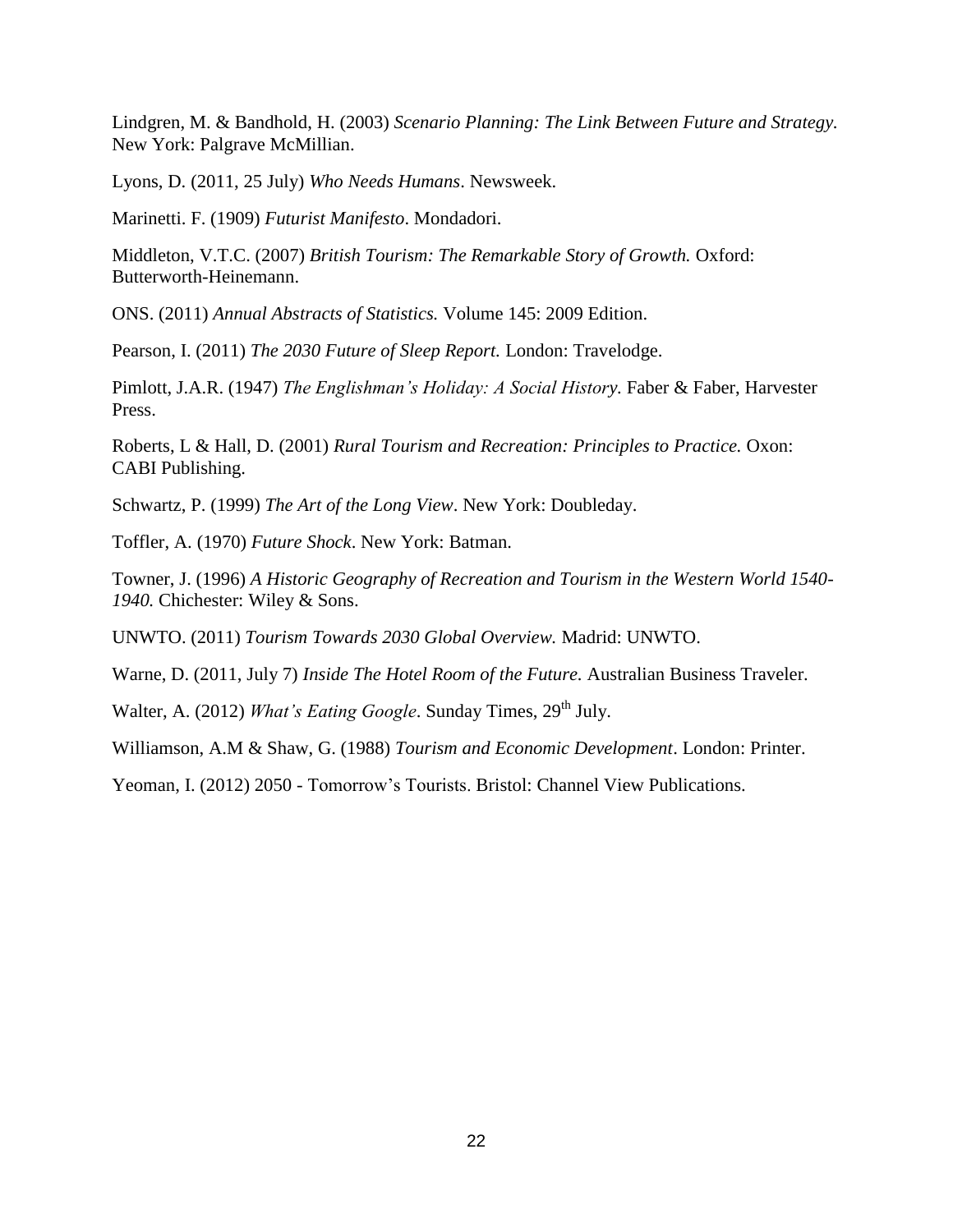Lindgren, M. & Bandhold, H. (2003) *Scenario Planning: The Link Between Future and Strategy.* New York: Palgrave McMillian.

Lyons, D. (2011, 25 July) *Who Needs Humans*. Newsweek.

Marinetti. F. (1909) *Futurist Manifesto*. Mondadori.

Middleton, V.T.C. (2007) *British Tourism: The Remarkable Story of Growth.* Oxford: Butterworth-Heinemann.

ONS. (2011) *Annual Abstracts of Statistics.* Volume 145: 2009 Edition.

Pearson, I. (2011) *The 2030 Future of Sleep Report.* London: Travelodge.

Pimlott, J.A.R. (1947) *The Englishman's Holiday: A Social History.* Faber & Faber, Harvester Press.

Roberts, L & Hall, D. (2001) *Rural Tourism and Recreation: Principles to Practice.* Oxon: CABI Publishing.

Schwartz, P. (1999) *The Art of the Long View*. New York: Doubleday.

Toffler, A. (1970) *Future Shock*. New York: Batman.

Towner, J. (1996) *A Historic Geography of Recreation and Tourism in the Western World 1540-1940.* Chichester: Wiley & Sons.

UNWTO. (2011) *Tourism Towards 2030 Global Overview.* Madrid: UNWTO.

Warne, D. (2011, July 7) *Inside The Hotel Room of the Future.* Australian Business Traveler.

Walter, A. (2012) *What's Eating Google*. Sunday Times, 29th July.

Williamson, A.M & Shaw, G. (1988) *Tourism and Economic Development*. London: Printer.

Yeoman, I. (2012) 2050 - Tomorrow's Tourists. Bristol: Channel View Publications.